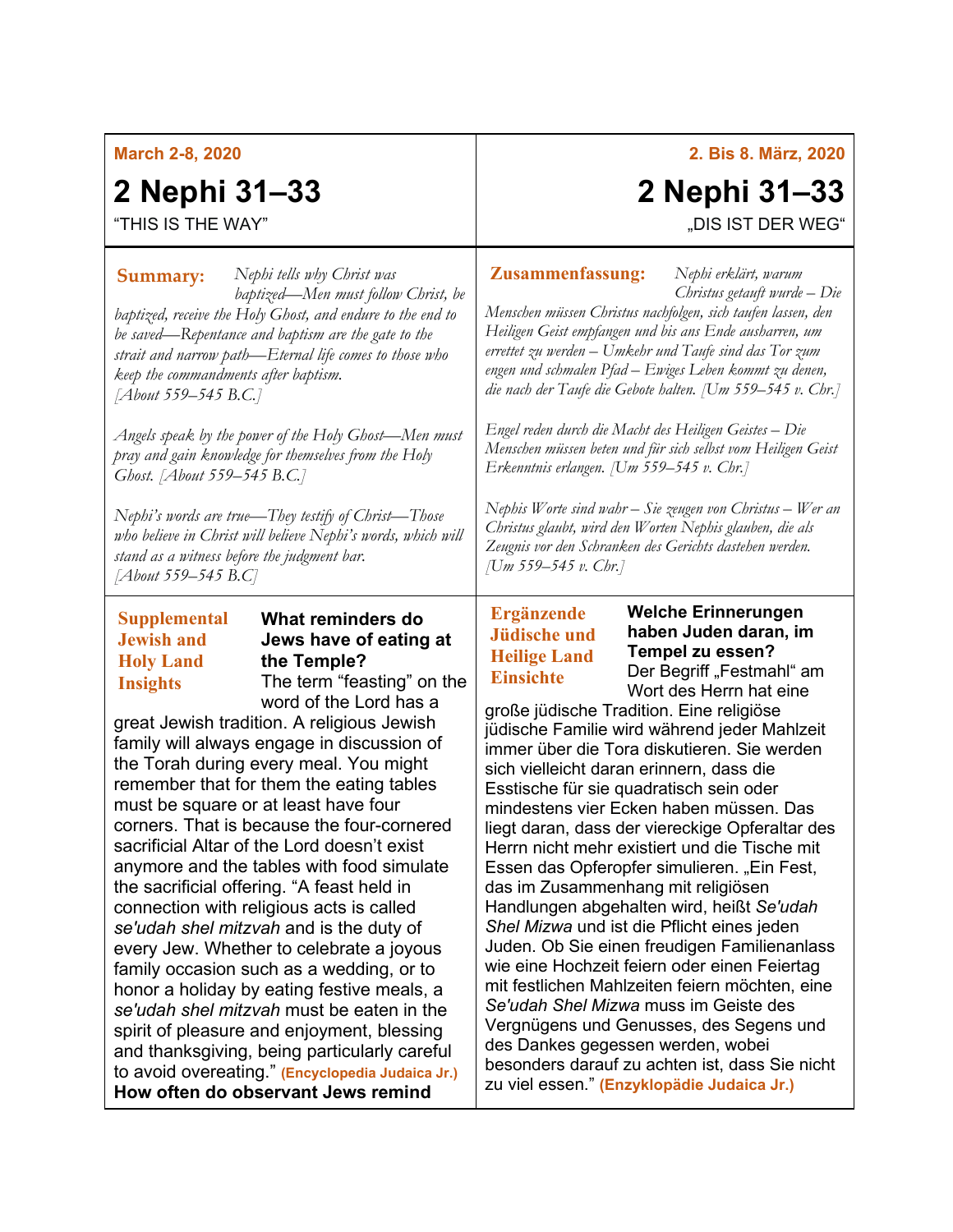**March 2-8, 2020**

# 2 Nephi 31–33

"THIS IS THE WAY"

**Summary:** *Nephi tells why Christ was baptized—Men must follow Christ, be baptized, receive the Holy Ghost, and endure to the end to be saved—Repentance and baptism are the gate to the strait and narrow path—Eternal life comes to those who keep the commandments after baptism. [About 559–545 B.C.]*

*Angels speak by the power of the Holy Ghost—Men must pray and gain knowledge for themselves from the Holy Ghost. [About 559–545 B.C.]*

*Nephi's words are true—They testify of Christ—Those who believe in Christ will believe Nephi's words, which will stand as a witness before the judgment bar. [About 559–545 B.C]*

**Supplemental Jewish and Holy Land Insights**

**What reminders do Jews have of eating at the Temple?**
The term "feasting" on the word of the Lord has a great Jewish tradition. A religious Jewish family will always engage in discussion of the Torah during every meal. You might remember that for them the eating tables must be square or at least have four corners. That is because the four-cornered sacrificial Altar of the Lord doesn't exist anymore and the tables with food simulate the sacrificial offering. "A feast held in connection with religious acts is called *se'udah shel mitzvah* and is the duty of every Jew. Whether to celebrate a joyous family occasion such as a wedding, or to honor a holiday by eating festive meals, a *se'udah shel mitzvah* must be eaten in the spirit of pleasure and enjoyment, blessing and thanksgiving, being particularly careful to avoid overeating." **(Encyclopedia Judaica Jr.)**

**How often do observant Jews remind**

---

**2. Bis 8. März, 2020**

# 2 Nephi 31–33

„DIS IST DER WEG"

**Zusammenfassung:** *Nephi erklärt, warum Christus getauft wurde – Die Menschen müssen Christus nachfolgen, sich taufen lassen, den Heiligen Geist empfangen und bis ans Ende ausharren, um errettet zu werden – Umkehr und Taufe sind das Tor zum engen und schmalen Pfad – Ewiges Leben kommt zu denen, die nach der Taufe die Gebote halten. [Um 559–545 v. Chr.]*

*Engel reden durch die Macht des Heiligen Geistes – Die Menschen müssen beten und für sich selbst vom Heiligen Geist Erkenntnis erlangen. [Um 559–545 v. Chr.]*

*Nephis Worte sind wahr – Sie zeugen von Christus – Wer an Christus glaubt, wird den Worten Nephis glauben, die als Zeugnis vor den Schranken des Gerichts dastehen werden. [Um 559–545 v. Chr.]*

**Ergänzende Jüdische und Heilige Land Einsichte**

**Welche Erinnerungen haben Juden daran, im Tempel zu essen?**
Der Begriff „Festmahl" am Wort des Herrn hat eine große jüdische Tradition. Eine religiöse jüdische Familie wird während jeder Mahlzeit immer über die Tora diskutieren. Sie werden sich vielleicht daran erinnern, dass die Esstische für sie quadratisch sein oder mindestens vier Ecken haben müssen. Das liegt daran, dass der viereckige Opferaltar des Herrn nicht mehr existiert und die Tische mit Essen das Opferopfer simulieren. „Ein Fest, das im Zusammenhang mit religiösen Handlungen abgehalten wird, heißt *Se'udah Shel Mizwa* und ist die Pflicht eines jeden Juden. Ob Sie einen freudigen Familienanlass wie eine Hochzeit feiern oder einen Feiertag mit festlichen Mahlzeiten feiern möchten, eine *Se'udah Shel Mizwa* muss im Geiste des Vergnügens und Genusses, des Segens und des Dankes gegessen werden, wobei besonders darauf zu achten ist, dass Sie nicht zu viel essen." **(Enzyklopädie Judaica Jr.)**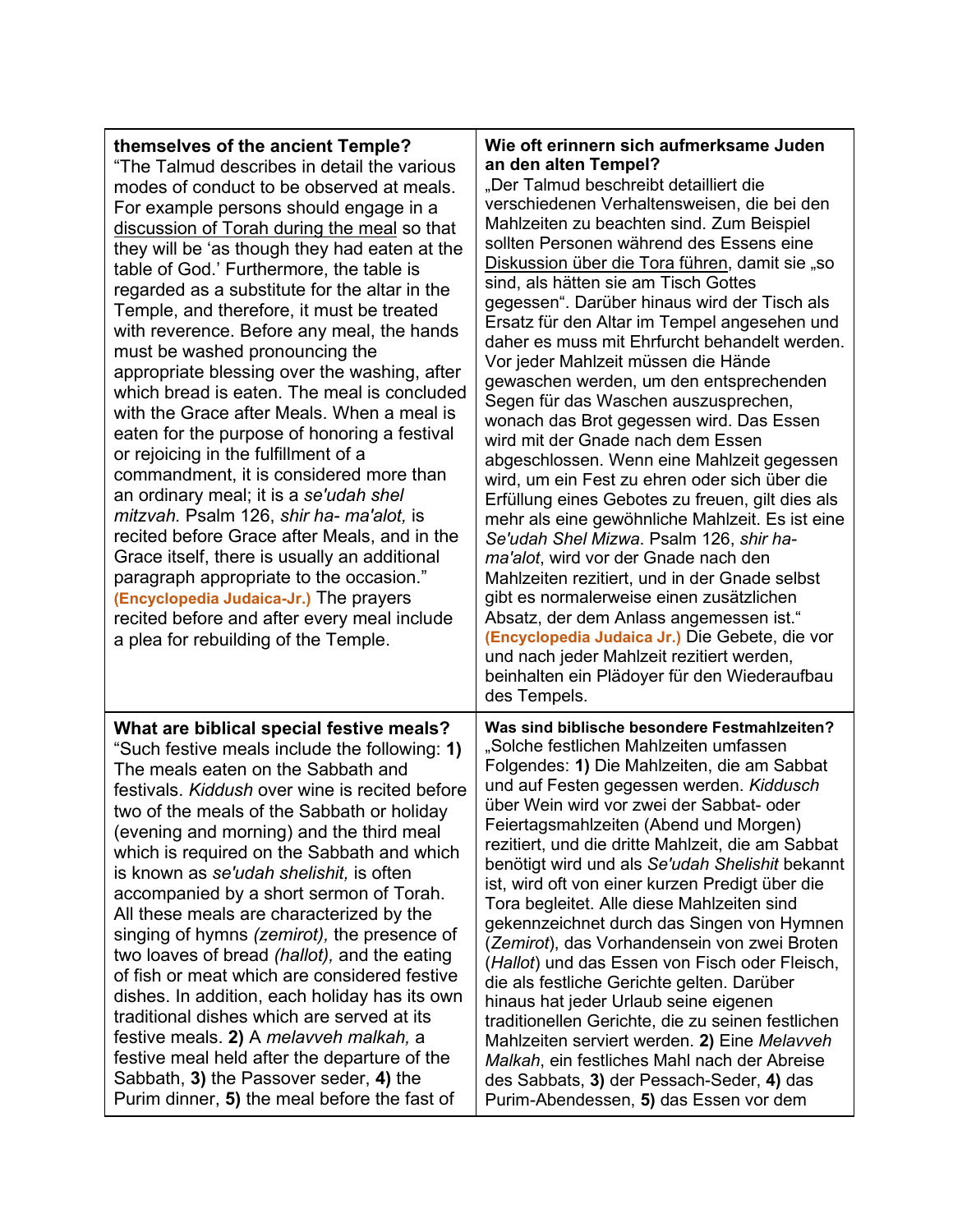| **themselves of the ancient Temple?** “The Talmud describes in detail the various modes of conduct to be observed at meals. For example persons should engage in a <u>discussion of Torah during the meal</u> so that they will be ‘as though they had eaten at the table of God.’ Furthermore, the table is regarded as a substitute for the altar in the Temple, and therefore, it must be treated with reverence. Before any meal, the hands must be washed pronouncing the appropriate blessing over the washing, after which bread is eaten. The meal is concluded with the Grace after Meals. When a meal is eaten for the purpose of honoring a festival or rejoicing in the fulfillment of a commandment, it is considered more than an ordinary meal; it is a *se'udah shel mitzvah.* Psalm 126, *shir ha- ma'alot,* is recited before Grace after Meals, and in the Grace itself, there is usually an additional paragraph appropriate to the occasion.” **(Encyclopedia Judaica-Jr.)** The prayers recited before and after every meal include a plea for rebuilding of the Temple. | **Wie oft erinnern sich aufmerksame Juden an den alten Tempel?** „Der Talmud beschreibt detailliert die verschiedenen Verhaltensweisen, die bei den Mahlzeiten zu beachten sind. Zum Beispiel sollten Personen während des Essens eine <u>Diskussion über die Tora führen</u>, damit sie „so sind, als hätten sie am Tisch Gottes gegessen“. Darüber hinaus wird der Tisch als Ersatz für den Altar im Tempel angesehen und daher es muss mit Ehrfurcht behandelt werden. Vor jeder Mahlzeit müssen die Hände gewaschen werden, um den entsprechenden Segen für das Waschen auszusprechen, wonach das Brot gegessen wird. Das Essen wird mit der Gnade nach dem Essen abgeschlossen. Wenn eine Mahlzeit gegessen wird, um ein Fest zu ehren oder sich über die Erfüllung eines Gebotes zu freuen, gilt dies als mehr als eine gewöhnliche Mahlzeit. Es ist eine *Se'udah Shel Mizwa*. Psalm 126, *shir ha-ma'alot*, wird vor der Gnade nach den Mahlzeiten rezitiert, und in der Gnade selbst gibt es normalerweise einen zusätzlichen Absatz, der dem Anlass angemessen ist.“ **(Encyclopedia Judaica Jr.)** Die Gebete, die vor und nach jeder Mahlzeit rezitiert werden, beinhalten ein Plädoyer für den Wiederaufbau des Tempels. |
|---|---|
| **What are biblical special festive meals?** “Such festive meals include the following: **1)** The meals eaten on the Sabbath and festivals. *Kiddush* over wine is recited before two of the meals of the Sabbath or holiday (evening and morning) and the third meal which is required on the Sabbath and which is known as *se'udah shelishit,* is often accompanied by a short sermon of Torah. All these meals are characterized by the singing of hymns *(zemirot),* the presence of two loaves of bread *(hallot),* and the eating of fish or meat which are considered festive dishes. In addition, each holiday has its own traditional dishes which are served at its festive meals. **2)** A *melavveh malkah,* a festive meal held after the departure of the Sabbath, **3)** the Passover seder, **4)** the Purim dinner, **5)** the meal before the fast of | **Was sind biblische besondere Festmahlzeiten?** „Solche festlichen Mahlzeiten umfassen Folgendes: **1)** Die Mahlzeiten, die am Sabbat und auf Festen gegessen werden. *Kiddusch* über Wein wird vor zwei der Sabbat- oder Feiertagsmahlzeiten (Abend und Morgen) rezitiert, und die dritte Mahlzeit, die am Sabbat benötigt wird und als *Se'udah Shelishit* bekannt ist, wird oft von einer kurzen Predigt über die Tora begleitet. Alle diese Mahlzeiten sind gekennzeichnet durch das Singen von Hymnen (*Zemirot*), das Vorhandensein von zwei Broten (*Hallot*) und das Essen von Fisch oder Fleisch, die als festliche Gerichte gelten. Darüber hinaus hat jeder Urlaub seine eigenen traditionellen Gerichte, die zu seinen festlichen Mahlzeiten serviert werden. **2)** Eine *Melavveh Malkah*, ein festliches Mahl nach der Abreise des Sabbats, **3)** der Pessach-Seder, **4)** das Purim-Abendessen, **5)** das Essen vor dem |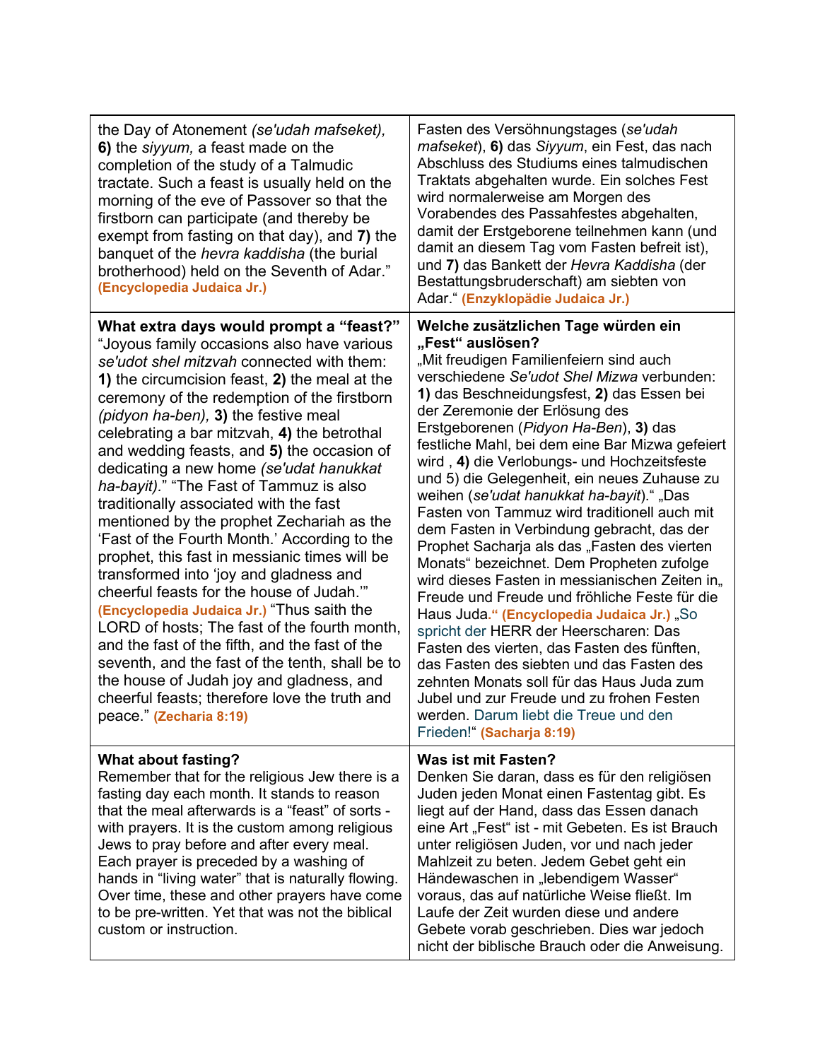| | |
|---|---|
| the Day of Atonement *(se'udah mafseket),* **6)** the *siyyum,* a feast made on the completion of the study of a Talmudic tractate. Such a feast is usually held on the morning of the eve of Passover so that the firstborn can participate (and thereby be exempt from fasting on that day), and **7)** the banquet of the *hevra kaddisha* (the burial brotherhood) held on the Seventh of Adar." **(Encyclopedia Judaica Jr.)** | Fasten des Versöhnungstages (*se'udah mafseket*), **6)** das *Siyyum*, ein Fest, das nach Abschluss des Studiums eines talmudischen Traktats abgehalten wurde. Ein solches Fest wird normalerweise am Morgen des Vorabendes des Passahfestes abgehalten, damit der Erstgeborene teilnehmen kann (und damit an diesem Tag vom Fasten befreit ist), und **7)** das Bankett der *Hevra Kaddisha* (der Bestattungsbruderschaft) am siebten von Adar." **(Enzyklopädie Judaica Jr.)** |
| **What extra days would prompt a "feast?"** "Joyous family occasions also have various *se'udot shel mitzvah* connected with them: **1)** the circumcision feast, **2)** the meal at the ceremony of the redemption of the firstborn *(pidyon ha-ben),* **3)** the festive meal celebrating a bar mitzvah, **4)** the betrothal and wedding feasts, and **5)** the occasion of dedicating a new home *(se'udat hanukkat ha-bayit).*" "The Fast of Tammuz is also traditionally associated with the fast mentioned by the prophet Zechariah as the 'Fast of the Fourth Month.' According to the prophet, this fast in messianic times will be transformed into 'joy and gladness and cheerful feasts for the house of Judah.'" **(Encyclopedia Judaica Jr.)** "Thus saith the LORD of hosts; The fast of the fourth month, and the fast of the fifth, and the fast of the seventh, and the fast of the tenth, shall be to the house of Judah joy and gladness, and cheerful feasts; therefore love the truth and peace." **(Zecharia 8:19)** | **Welche zusätzlichen Tage würden ein „Fest" auslösen?** „Mit freudigen Familienfeiern sind auch verschiedene *Se'udot Shel Mizwa* verbunden: **1)** das Beschneidungsfest, **2)** das Essen bei der Zeremonie der Erlösung des Erstgeborenen (*Pidyon Ha-Ben*), **3)** das festliche Mahl, bei dem eine Bar Mizwa gefeiert wird , **4)** die Verlobungs- und Hochzeitsfeste und 5) die Gelegenheit, ein neues Zuhause zu weihen (*se'udat hanukkat ha-bayit*)." „Das Fasten von Tammuz wird traditionell auch mit dem Fasten in Verbindung gebracht, das der Prophet Sacharja als das „Fasten des vierten Monats" bezeichnet. Dem Propheten zufolge wird dieses Fasten in messianischen Zeiten in„ Freude und Freude und fröhliche Feste für die Haus Juda." **(Encyclopedia Judaica Jr.)** „So spricht der HERR der Heerscharen: Das Fasten des vierten, das Fasten des fünften, das Fasten des siebten und das Fasten des zehnten Monats soll für das Haus Juda zum Jubel und zur Freude und zu frohen Festen werden. Darum liebt die Treue und den Frieden!" **(Sacharja 8:19)** |
| **What about fasting?** Remember that for the religious Jew there is a fasting day each month. It stands to reason that the meal afterwards is a "feast" of sorts - with prayers. It is the custom among religious Jews to pray before and after every meal. Each prayer is preceded by a washing of hands in "living water" that is naturally flowing. Over time, these and other prayers have come to be pre-written. Yet that was not the biblical custom or instruction. | **Was ist mit Fasten?** Denken Sie daran, dass es für den religiösen Juden jeden Monat einen Fastentag gibt. Es liegt auf der Hand, dass das Essen danach eine Art „Fest" ist - mit Gebeten. Es ist Brauch unter religiösen Juden, vor und nach jeder Mahlzeit zu beten. Jedem Gebet geht ein Händewaschen in „lebendigem Wasser" voraus, das auf natürliche Weise fließt. Im Laufe der Zeit wurden diese und andere Gebete vorab geschrieben. Dies war jedoch nicht der biblische Brauch oder die Anweisung. |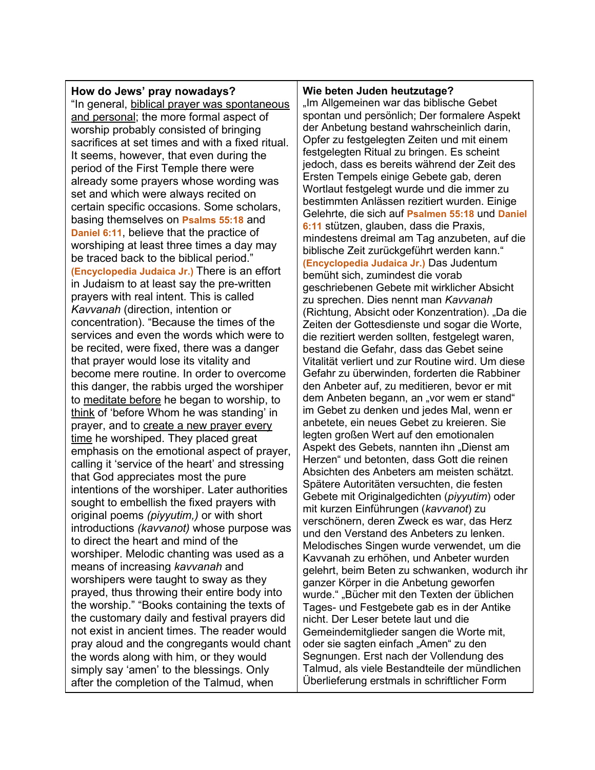| **How do Jews' pray nowadays?** | **Wie beten Juden heutzutage?** |
| --- | --- |
| "In general, biblical prayer was spontaneous and personal; the more formal aspect of worship probably consisted of bringing sacrifices at set times and with a fixed ritual. It seems, however, that even during the period of the First Temple there were already some prayers whose wording was set and which were always recited on certain specific occasions. Some scholars, basing themselves on **Psalms 55:18** and **Daniel 6:11**, believe that the practice of worshiping at least three times a day may be traced back to the biblical period." **(Encyclopedia Judaica Jr.)** There is an effort in Judaism to at least say the pre-written prayers with real intent. This is called *Kavvanah* (direction, intention or concentration). "Because the times of the services and even the words which were to be recited, were fixed, there was a danger that prayer would lose its vitality and become mere routine. In order to overcome this danger, the rabbis urged the worshiper to meditate before he began to worship, to think of 'before Whom he was standing' in prayer, and to create a new prayer every time he worshiped. They placed great emphasis on the emotional aspect of prayer, calling it 'service of the heart' and stressing that God appreciates most the pure intentions of the worshiper. Later authorities sought to embellish the fixed prayers with original poems *(piyyutim,)* or with short introductions *(kavvanot)* whose purpose was to direct the heart and mind of the worshiper. Melodic chanting was used as a means of increasing *kavvanah* and worshipers were taught to sway as they prayed, thus throwing their entire body into the worship." "Books containing the texts of the customary daily and festival prayers did not exist in ancient times. The reader would pray aloud and the congregants would chant the words along with him, or they would simply say 'amen' to the blessings. Only after the completion of the Talmud, when | „Im Allgemeinen war das biblische Gebet spontan und persönlich; Der formalere Aspekt der Anbetung bestand wahrscheinlich darin, Opfer zu festgelegten Zeiten und mit einem festgelegten Ritual zu bringen. Es scheint jedoch, dass es bereits während der Zeit des Ersten Tempels einige Gebete gab, deren Wortlaut festgelegt wurde und die immer zu bestimmten Anlässen rezitiert wurden. Einige Gelehrte, die sich auf **Psalmen 55:18** und **Daniel 6:11** stützen, glauben, dass die Praxis, mindestens dreimal am Tag anzubeten, auf die biblische Zeit zurückgeführt werden kann." **(Encyclopedia Judaica Jr.)** Das Judentum bemüht sich, zumindest die vorab geschriebenen Gebete mit wirklicher Absicht zu sprechen. Dies nennt man *Kavvanah* (Richtung, Absicht oder Konzentration). „Da die Zeiten der Gottesdienste und sogar die Worte, die rezitiert werden sollten, festgelegt waren, bestand die Gefahr, dass das Gebet seine Vitalität verliert und zur Routine wird. Um diese Gefahr zu überwinden, forderten die Rabbiner den Anbeter auf, zu meditieren, bevor er mit dem Anbeten begann, an „vor wem er stand" im Gebet zu denken und jedes Mal, wenn er anbetete, ein neues Gebet zu kreieren. Sie legten großen Wert auf den emotionalen Aspekt des Gebets, nannten ihn „Dienst am Herzen" und betonten, dass Gott die reinen Absichten des Anbeters am meisten schätzt. Spätere Autoritäten versuchten, die festen Gebete mit Originalgedichten (*piyyutim*) oder mit kurzen Einführungen (*kavvanot*) zu verschönern, deren Zweck es war, das Herz und den Verstand des Anbeters zu lenken. Melodisches Singen wurde verwendet, um die Kavvanah zu erhöhen, und Anbeter wurden gelehrt, beim Beten zu schwanken, wodurch ihr ganzer Körper in die Anbetung geworfen wurde." „Bücher mit den Texten der üblichen Tages- und Festgebete gab es in der Antike nicht. Der Leser betete laut und die Gemeindemitglieder sangen die Worte mit, oder sie sagten einfach „Amen" zu den Segnungen. Erst nach der Vollendung des Talmud, als viele Bestandteile der mündlichen Überlieferung erstmals in schriftlicher Form |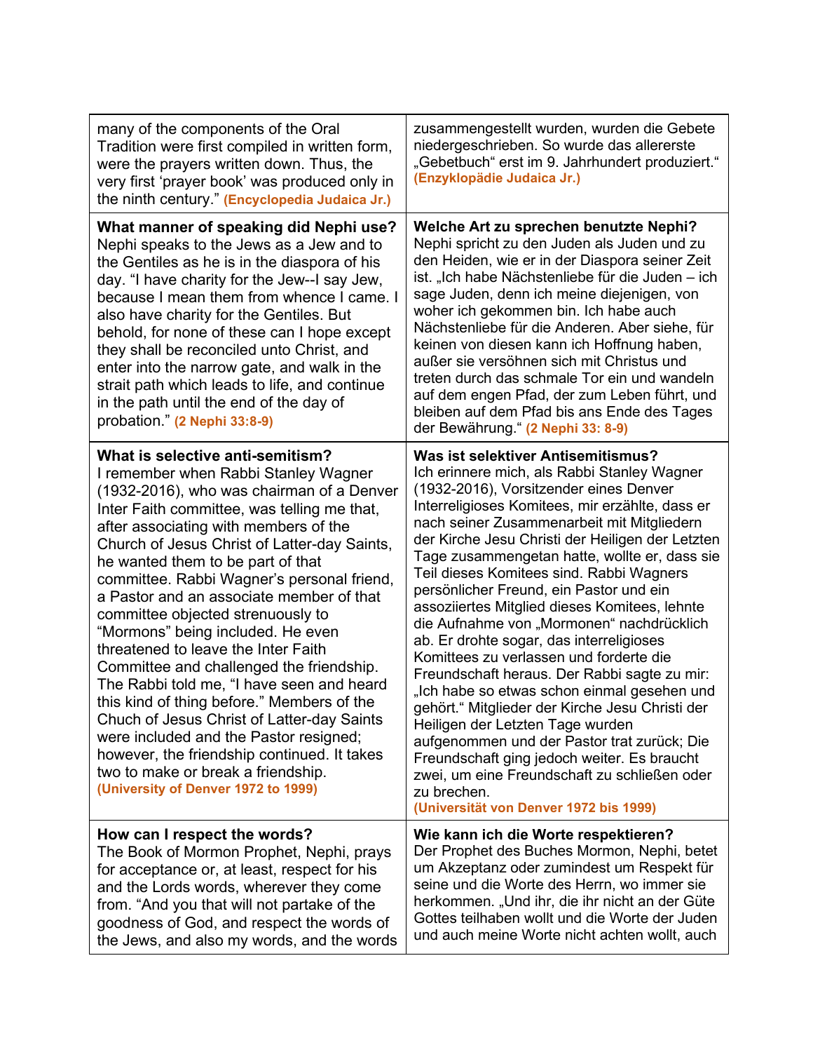| | |
|---|---|
| many of the components of the Oral Tradition were first compiled in written form, were the prayers written down. Thus, the very first 'prayer book' was produced only in the ninth century." **(Encyclopedia Judaica Jr.)** | zusammengestellt wurden, wurden die Gebete niedergeschrieben. So wurde das allererste „Gebetbuch" erst im 9. Jahrhundert produziert." **(Enzyklopädie Judaica Jr.)** |
| **What manner of speaking did Nephi use?** Nephi speaks to the Jews as a Jew and to the Gentiles as he is in the diaspora of his day. "I have charity for the Jew--I say Jew, because I mean them from whence I came. I also have charity for the Gentiles. But behold, for none of these can I hope except they shall be reconciled unto Christ, and enter into the narrow gate, and walk in the strait path which leads to life, and continue in the path until the end of the day of probation." **(2 Nephi 33:8-9)** | **Welche Art zu sprechen benutzte Nephi?** Nephi spricht zu den Juden als Juden und zu den Heiden, wie er in der Diaspora seiner Zeit ist. „Ich habe Nächstenliebe für die Juden – ich sage Juden, denn ich meine diejenigen, von woher ich gekommen bin. Ich habe auch Nächstenliebe für die Anderen. Aber siehe, für keinen von diesen kann ich Hoffnung haben, außer sie versöhnen sich mit Christus und treten durch das schmale Tor ein und wandeln auf dem engen Pfad, der zum Leben führt, und bleiben auf dem Pfad bis ans Ende des Tages der Bewährung." **(2 Nephi 33: 8-9)** |
| **What is selective anti-semitism?** I remember when Rabbi Stanley Wagner (1932-2016), who was chairman of a Denver Inter Faith committee, was telling me that, after associating with members of the Church of Jesus Christ of Latter-day Saints, he wanted them to be part of that committee. Rabbi Wagner's personal friend, a Pastor and an associate member of that committee objected strenuously to "Mormons" being included. He even threatened to leave the Inter Faith Committee and challenged the friendship. The Rabbi told me, "I have seen and heard this kind of thing before." Members of the Chuch of Jesus Christ of Latter-day Saints were included and the Pastor resigned; however, the friendship continued. It takes two to make or break a friendship. **(University of Denver 1972 to 1999)** | **Was ist selektiver Antisemitismus?** Ich erinnere mich, als Rabbi Stanley Wagner (1932-2016), Vorsitzender eines Denver Interreligioses Komitees, mir erzählte, dass er nach seiner Zusammenarbeit mit Mitgliedern der Kirche Jesu Christi der Heiligen der Letzten Tage zusammengetan hatte, wollte er, dass sie Teil dieses Komitees sind. Rabbi Wagners persönlicher Freund, ein Pastor und ein assoziiertes Mitglied dieses Komitees, lehnte die Aufnahme von „Mormonen" nachdrücklich ab. Er drohte sogar, das interreligioses Komittees zu verlassen und forderte die Freundschaft heraus. Der Rabbi sagte zu mir: „Ich habe so etwas schon einmal gesehen und gehört." Mitglieder der Kirche Jesu Christi der Heiligen der Letzten Tage wurden aufgenommen und der Pastor trat zurück; Die Freundschaft ging jedoch weiter. Es braucht zwei, um eine Freundschaft zu schließen oder zu brechen. **(Universität von Denver 1972 bis 1999)** |
| **How can I respect the words?** The Book of Mormon Prophet, Nephi, prays for acceptance or, at least, respect for his and the Lords words, wherever they come from. "And you that will not partake of the goodness of God, and respect the words of the Jews, and also my words, and the words | **Wie kann ich die Worte respektieren?** Der Prophet des Buches Mormon, Nephi, betet um Akzeptanz oder zumindest um Respekt für seine und die Worte des Herrn, wo immer sie herkommen. „Und ihr, die ihr nicht an der Güte Gottes teilhaben wollt und die Worte der Juden und auch meine Worte nicht achten wollt, auch |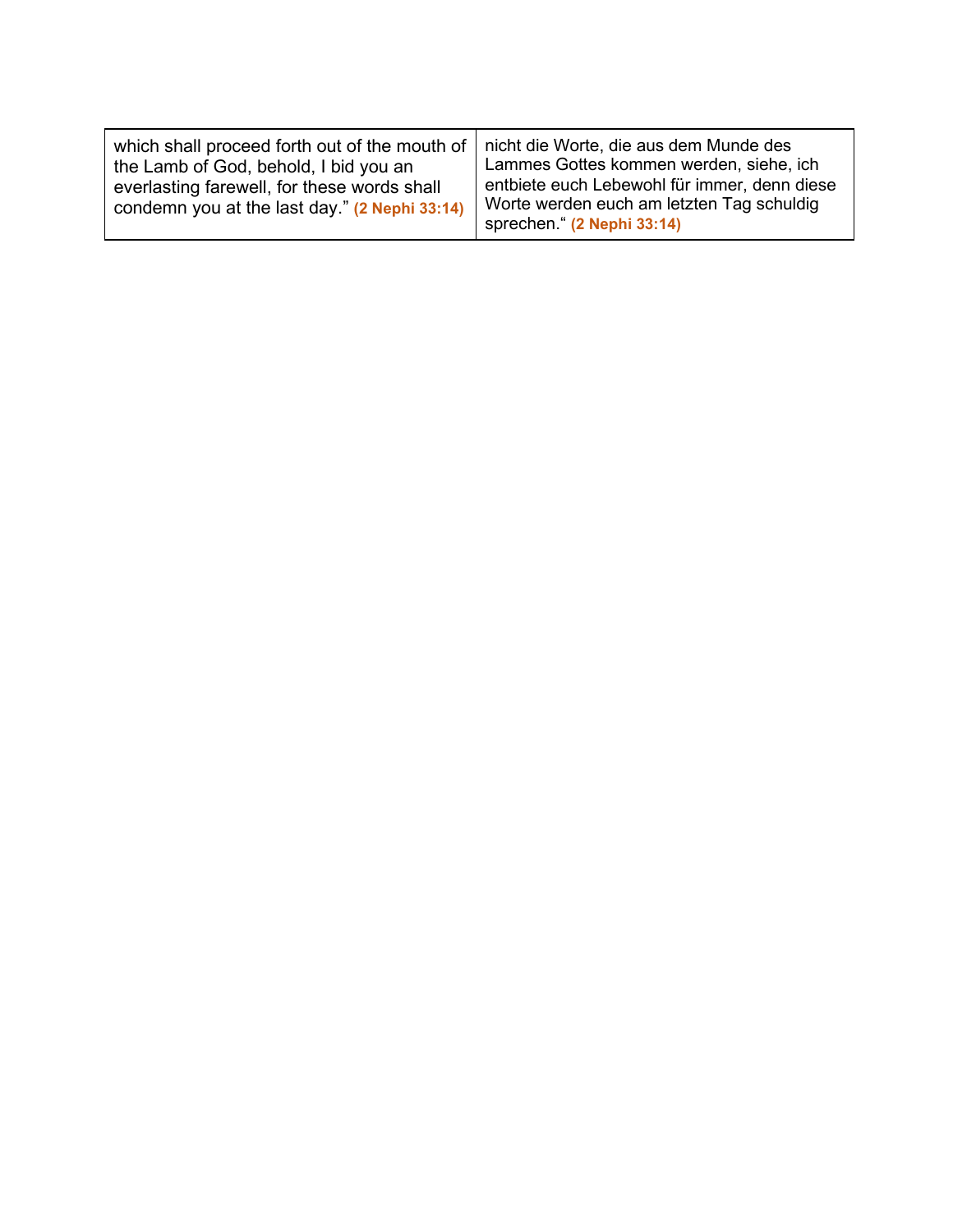| | |
|---|---|
| which shall proceed forth out of the mouth of the Lamb of God, behold, I bid you an everlasting farewell, for these words shall condemn you at the last day." **(2 Nephi 33:14)** | nicht die Worte, die aus dem Munde des Lammes Gottes kommen werden, siehe, ich entbiete euch Lebewohl für immer, denn diese Worte werden euch am letzten Tag schuldig sprechen." **(2 Nephi 33:14)** |